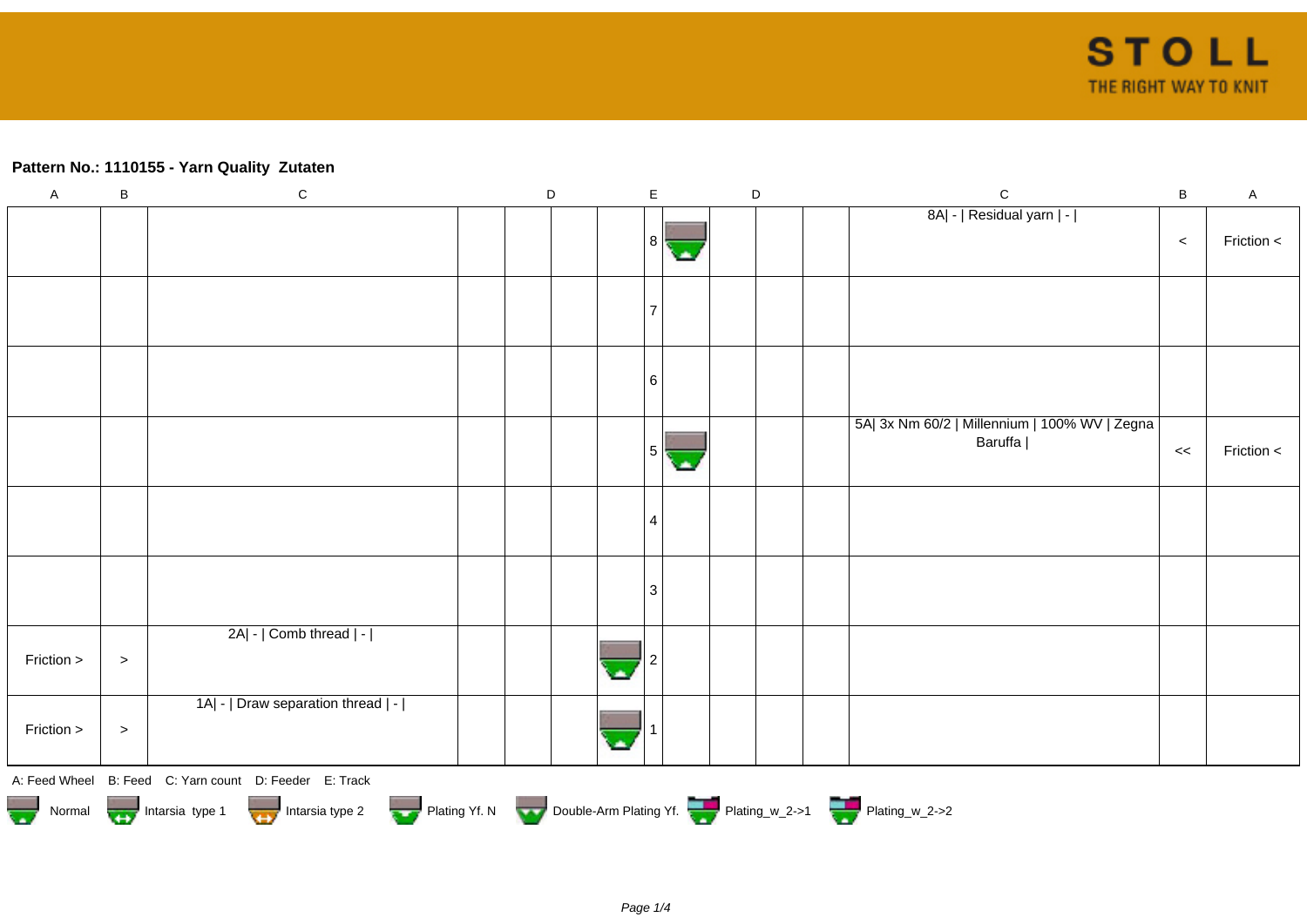**Pattern No.: 1110155 - Yarn Quality  Zutaten**

| A | B | C | D | D | D | D | E | D | D | D | D | C | B | A |
|---|---|---|---|---|---|---|---|---|---|---|---|---|---|---|
| | | | | | | | 8 | | | | | 8A\| - \| Residual yarn \| - \| | < | Friction < |
| | | | | | | | 7 | | | | | | | |
| | | | | | | | 6 | | | | | | | |
| | | | | | | | 5 | | | | | 5A\| 3x Nm 60/2 \| Millennium \| 100% WV \| Zegna Baruffa \| | << | Friction < |
| | | | | | | | 4 | | | | | | | |
| | | | | | | | 3 | | | | | | | |
| Friction > | > | 2A\| - \| Comb thread \| - \| | | | | | 2 | | | | | | | |
| Friction > | > | 1A\| - \| Draw separation thread \| - \| | | | | | 1 | | | | | | | |

A: Feed Wheel    B: Feed    C: Yarn count    D: Feeder    E: Track

Normal    Intarsia type 1    Intarsia type 2    Plating Yf. N    Double-Arm Plating Yf.    Plating_w_2->1    Plating_w_2->2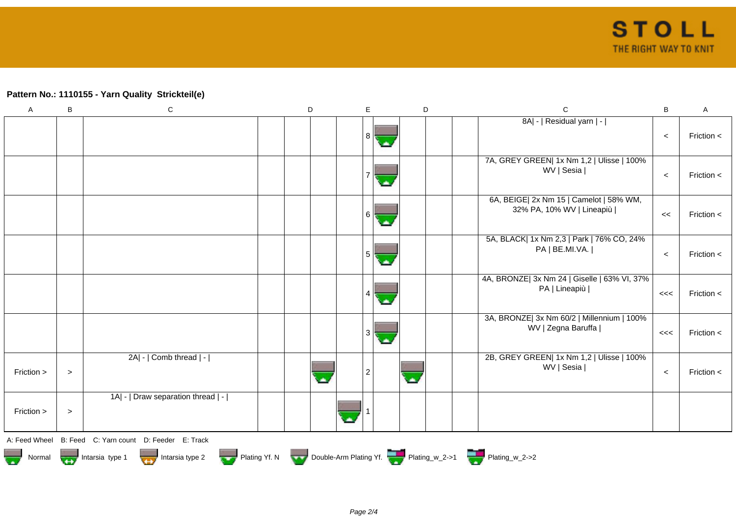**Pattern No.: 1110155 - Yarn Quality  Strickteil(e)**

| A | B | C | | D | | | E | | D | | | C | B | A |
|---|---|---|---|---|---|---|---|---|---|---|---|---|---|---|
| | | | | | | | 8 | | | | | 8A\| - \| Residual yarn \| - \| | < | Friction < |
| | | | | | | | 7 | | | | | 7A, GREY GREEN\| 1x Nm 1,2 \| Ulisse \| 100% WV \| Sesia \| | < | Friction < |
| | | | | | | | 6 | | | | | 6A, BEIGE\| 2x Nm 15 \| Camelot \| 58% WM, 32% PA, 10% WV \| Lineapiù \| | << | Friction < |
| | | | | | | | 5 | | | | | 5A, BLACK\| 1x Nm 2,3 \| Park \| 76% CO, 24% PA \| BE.MI.VA. \| | < | Friction < |
| | | | | | | | 4 | | | | | 4A, BRONZE\| 3x Nm 24 \| Giselle \| 63% VI, 37% PA \| Lineapiù \| | <<< | Friction < |
| | | | | | | | 3 | | | | | 3A, BRONZE\| 3x Nm 60/2 \| Millennium \| 100% WV \| Zegna Baruffa \| | <<< | Friction < |
| Friction > | > | 2A\| - \| Comb thread \| - \| | | | | | 2 | | | | | 2B, GREY GREEN\| 1x Nm 1,2 \| Ulisse \| 100% WV \| Sesia \| | < | Friction < |
| Friction > | > | 1A\| - \| Draw separation thread \| - \| | | | | | 1 | | | | | | | |

A: Feed Wheel   B: Feed   C: Yarn count   D: Feeder   E: Track

Normal   Intarsia type 1   Intarsia type 2   Plating Yf. N   Double-Arm Plating Yf.   Plating_w_2->1   Plating_w_2->2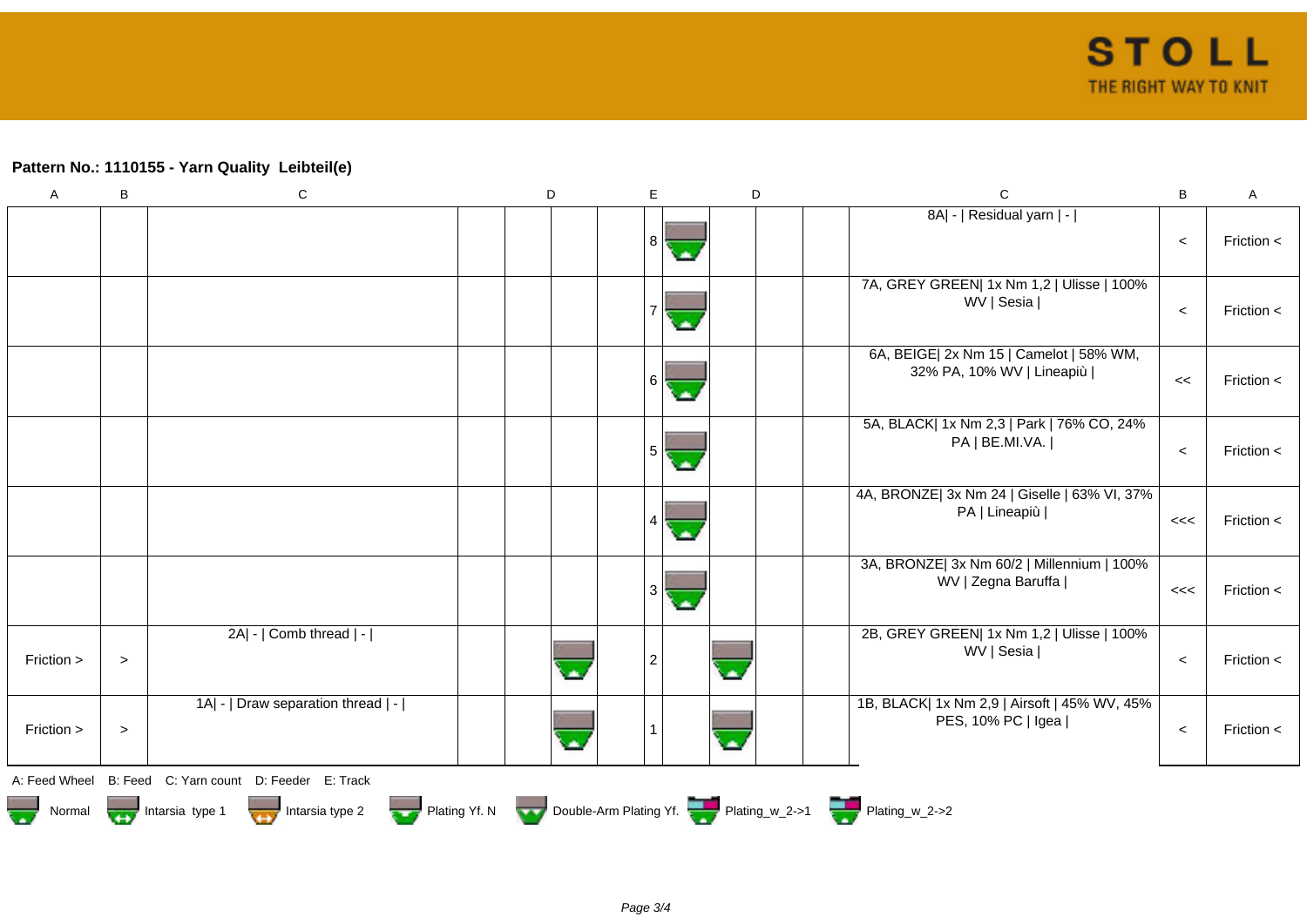**Pattern No.: 1110155 - Yarn Quality  Leibteil(e)**

| A | B | C | | D | | E | | D | | C | B | A |
|---|---|---|---|---|---|---|---|---|---|---|---|---|
| | | | | | | 8 | | | | 8A\| - \| Residual yarn \| - \| | < | Friction < |
| | | | | | | 7 | | | | 7A, GREY GREEN\| 1x Nm 1,2 \| Ulisse \| 100% WV \| Sesia \| | < | Friction < |
| | | | | | | 6 | | | | 6A, BEIGE\| 2x Nm 15 \| Camelot \| 58% WM, 32% PA, 10% WV \| Lineapiù \| | << | Friction < |
| | | | | | | 5 | | | | 5A, BLACK\| 1x Nm 2,3 \| Park \| 76% CO, 24% PA \| BE.MI.VA. \| | < | Friction < |
| | | | | | | 4 | | | | 4A, BRONZE\| 3x Nm 24 \| Giselle \| 63% VI, 37% PA \| Lineapiù \| | <<< | Friction < |
| | | | | | | 3 | | | | 3A, BRONZE\| 3x Nm 60/2 \| Millennium \| 100% WV \| Zegna Baruffa \| | <<< | Friction < |
| Friction > | > | 2A\| - \| Comb thread \| - \| | | | | 2 | | | | 2B, GREY GREEN\| 1x Nm 1,2 \| Ulisse \| 100% WV \| Sesia \| | < | Friction < |
| Friction > | > | 1A\| - \| Draw separation thread \| - \| | | | | 1 | | | | 1B, BLACK\| 1x Nm 2,9 \| Airsoft \| 45% WV, 45% PES, 10% PC \| Igea \| | < | Friction < |

A: Feed Wheel   B: Feed   C: Yarn count   D: Feeder   E: Track

Normal   Intarsia type 1   Intarsia type 2   Plating Yf. N   Double-Arm Plating Yf.   Plating_w_2->1   Plating_w_2->2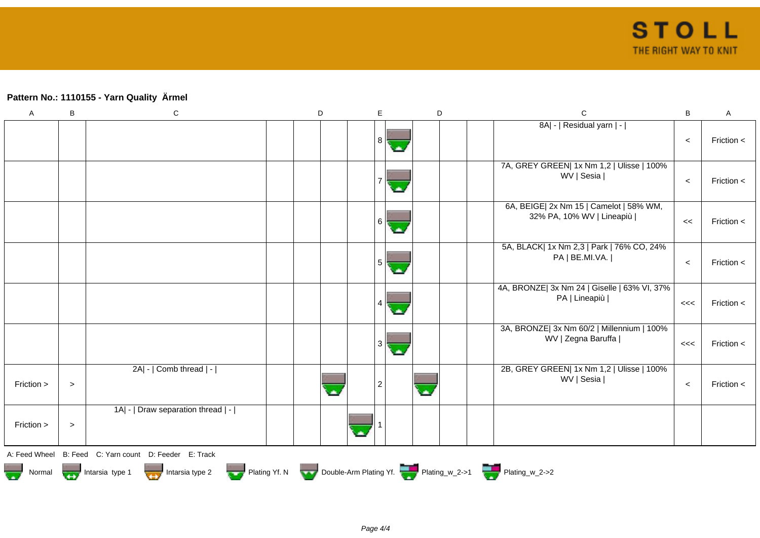**Pattern No.: 1110155 - Yarn Quality Ärmel**

| A | B | C | D | D | D | D | E | | D | D | D | C | B | A |
|---|---|---|---|---|---|---|---|---|---|---|---|---|---|---|
| | | | | | | | 8 | | | | | 8A\| - \| Residual yarn \| - \| | < | Friction < |
| | | | | | | | 7 | | | | | 7A, GREY GREEN\| 1x Nm 1,2 \| Ulisse \| 100% WV \| Sesia \| | < | Friction < |
| | | | | | | | 6 | | | | | 6A, BEIGE\| 2x Nm 15 \| Camelot \| 58% WM, 32% PA, 10% WV \| Lineapiù \| | << | Friction < |
| | | | | | | | 5 | | | | | 5A, BLACK\| 1x Nm 2,3 \| Park \| 76% CO, 24% PA \| BE.MI.VA. \| | < | Friction < |
| | | | | | | | 4 | | | | | 4A, BRONZE\| 3x Nm 24 \| Giselle \| 63% VI, 37% PA \| Lineapiù \| | <<< | Friction < |
| | | | | | | | 3 | | | | | 3A, BRONZE\| 3x Nm 60/2 \| Millennium \| 100% WV \| Zegna Baruffa \| | <<< | Friction < |
| Friction > | > | 2A\| - \| Comb thread \| - \| | | | | | 2 | | | | | 2B, GREY GREEN\| 1x Nm 1,2 \| Ulisse \| 100% WV \| Sesia \| | < | Friction < |
| Friction > | > | 1A\| - \| Draw separation thread \| - \| | | | | | 1 | | | | | | | |

A: Feed Wheel B: Feed C: Yarn count D: Feeder E: Track

Normal Intarsia type 1 Intarsia type 2 Plating Yf. N Double-Arm Plating Yf. Plating_w_2->1 Plating_w_2->2